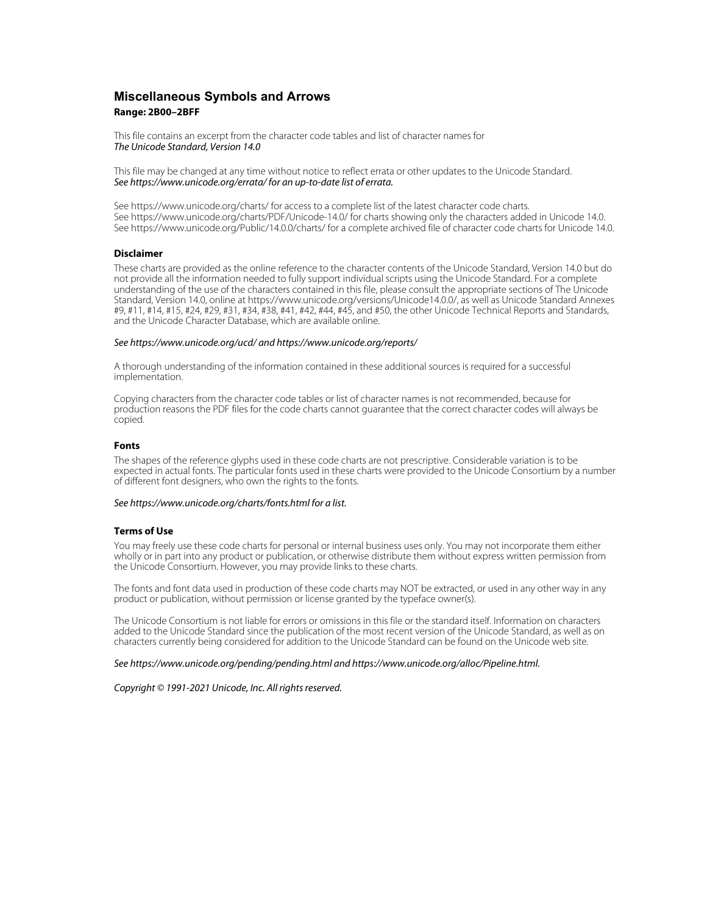# Miscellaneous Symbols and Arrows

**Range: 2B00–2BFF**

This file contains an excerpt from the character code tables and list of character names for
*The Unicode Standard, Version 14.0*

This file may be changed at any time without notice to reflect errata or other updates to the Unicode Standard.
*See https://www.unicode.org/errata/ for an up-to-date list of errata.*

See https://www.unicode.org/charts/ for access to a complete list of the latest character code charts.
See https://www.unicode.org/charts/PDF/Unicode-14.0/ for charts showing only the characters added in Unicode 14.0.
See https://www.unicode.org/Public/14.0.0/charts/ for a complete archived file of character code charts for Unicode 14.0.

### Disclaimer

These charts are provided as the online reference to the character contents of the Unicode Standard, Version 14.0 but do not provide all the information needed to fully support individual scripts using the Unicode Standard. For a complete understanding of the use of the characters contained in this file, please consult the appropriate sections of The Unicode Standard, Version 14.0, online at https://www.unicode.org/versions/Unicode14.0.0/, as well as Unicode Standard Annexes #9, #11, #14, #15, #24, #29, #31, #34, #38, #41, #42, #44, #45, and #50, the other Unicode Technical Reports and Standards, and the Unicode Character Database, which are available online.

*See https://www.unicode.org/ucd/ and https://www.unicode.org/reports/*

A thorough understanding of the information contained in these additional sources is required for a successful implementation.

Copying characters from the character code tables or list of character names is not recommended, because for production reasons the PDF files for the code charts cannot guarantee that the correct character codes will always be copied.

### Fonts

The shapes of the reference glyphs used in these code charts are not prescriptive. Considerable variation is to be expected in actual fonts. The particular fonts used in these charts were provided to the Unicode Consortium by a number of different font designers, who own the rights to the fonts.

*See https://www.unicode.org/charts/fonts.html for a list.*

### Terms of Use

You may freely use these code charts for personal or internal business uses only. You may not incorporate them either wholly or in part into any product or publication, or otherwise distribute them without express written permission from the Unicode Consortium. However, you may provide links to these charts.

The fonts and font data used in production of these code charts may NOT be extracted, or used in any other way in any product or publication, without permission or license granted by the typeface owner(s).

The Unicode Consortium is not liable for errors or omissions in this file or the standard itself. Information on characters added to the Unicode Standard since the publication of the most recent version of the Unicode Standard, as well as on characters currently being considered for addition to the Unicode Standard can be found on the Unicode web site.

*See https://www.unicode.org/pending/pending.html and https://www.unicode.org/alloc/Pipeline.html.*

*Copyright © 1991-2021 Unicode, Inc. All rights reserved.*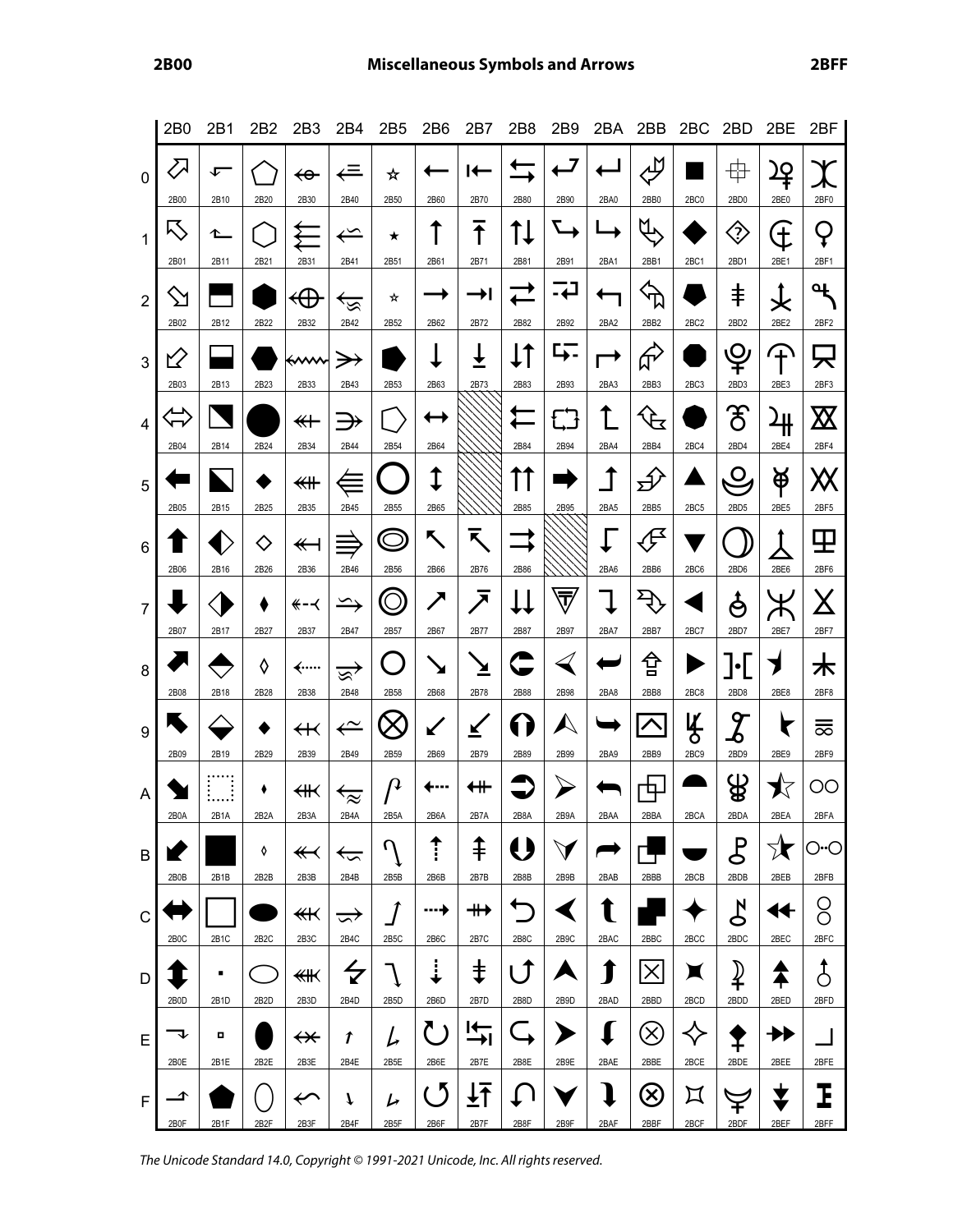# Miscellaneous Symbols and Arrows (2B00–2BFF)

| | 2B0 | 2B1 | 2B2 | 2B3 | 2B4 | 2B5 | 2B6 | 2B7 | 2B8 | 2B9 | 2BA | 2BB | 2BC | 2BD | 2BE | 2BF |
|---|---|---|---|---|---|---|---|---|---|---|---|---|---|---|---|---|
| 0 | ⬀ 2B00 | ⬐ 2B10 | ⬠ 2B20 | ⬰ 2B30 | ⭀ 2B40 | ⭐ 2B50 | ⭠ 2B60 | ⭰ 2B70 | ⮀ 2B80 | ⮐ 2B90 | ⮠ 2BA0 | ⮰ 2BB0 | ⯀ 2BC0 | ⯐ 2BD0 | ⯠ 2BE0 | ⯰ 2BF0 |
| 1 | ⬁ 2B01 | ⬑ 2B11 | ⬡ 2B21 | ⬱ 2B31 | ⭁ 2B41 | ⭑ 2B51 | ⭡ 2B61 | ⭱ 2B71 | ⮁ 2B81 | ⮑ 2B91 | ⮡ 2BA1 | ⮱ 2BB1 | ⯁ 2BC1 | ⯑ 2BD1 | ⯡ 2BE1 | ⯱ 2BF1 |
| 2 | ⬂ 2B02 | ⬒ 2B12 | ⬢ 2B22 | ⬲ 2B32 | ⭂ 2B42 | ⭒ 2B52 | ⭢ 2B62 | ⭲ 2B72 | ⮂ 2B82 | ⮒ 2B92 | ⮢ 2BA2 | ⮲ 2BB2 | ⯂ 2BC2 | ⯒ 2BD2 | ⯢ 2BE2 | ⯲ 2BF2 |
| 3 | ⬃ 2B03 | ⬓ 2B13 | ⬣ 2B23 | ⬳ 2B33 | ⭃ 2B43 | ⭓ 2B53 | ⭣ 2B63 | ⭳ 2B73 | ⮃ 2B83 | ⮓ 2B93 | ⮣ 2BA3 | ⮳ 2BB3 | ⯃ 2BC3 | ⯓ 2BD3 | ⯣ 2BE3 | ⯳ 2BF3 |
| 4 | ⬄ 2B04 | ⬔ 2B14 | ⬤ 2B24 | ⬴ 2B34 | ⭄ 2B44 | ⭔ 2B54 | ⭤ 2B64 | | ⮄ 2B84 | ⮔ 2B94 | ⮤ 2BA4 | ⮴ 2BB4 | ⯄ 2BC4 | ⯔ 2BD4 | ⯤ 2BE4 | ⯴ 2BF4 |
| 5 | ⬅ 2B05 | ⬕ 2B15 | ⬥ 2B25 | ⬵ 2B35 | ⭅ 2B45 | ⭕ 2B55 | ⭥ 2B65 | | ⮅ 2B85 | ⮕ 2B95 | ⮥ 2BA5 | ⮵ 2BB5 | ⯅ 2BC5 | ⯕ 2BD5 | ⯥ 2BE5 | ⯵ 2BF5 |
| 6 | ⬆ 2B06 | ⬖ 2B16 | ⬦ 2B26 | ⬶ 2B36 | ⭆ 2B46 | ⭖ 2B56 | ⭦ 2B66 | ⭶ 2B76 | ⮆ 2B86 | | ⮦ 2BA6 | ⮶ 2BB6 | ⯆ 2BC6 | ⯖ 2BD6 | ⯦ 2BE6 | ⯶ 2BF6 |
| 7 | ⬇ 2B07 | ⬗ 2B17 | ⬧ 2B27 | ⬷ 2B37 | ⭇ 2B47 | ⭗ 2B57 | ⭧ 2B67 | ⭷ 2B77 | ⮇ 2B87 | ⮗ 2B97 | ⮧ 2BA7 | ⮷ 2BB7 | ⯇ 2BC7 | ⯗ 2BD7 | ⯧ 2BE7 | ⯷ 2BF7 |
| 8 | ⬈ 2B08 | ⬘ 2B18 | ⬨ 2B28 | ⬸ 2B38 | ⭈ 2B48 | ⭘ 2B58 | ⭨ 2B68 | ⭸ 2B78 | ⮈ 2B88 | ⮘ 2B98 | ⮨ 2BA8 | ⮸ 2BB8 | ⯈ 2BC8 | ⯘ 2BD8 | ⯨ 2BE8 | ⯸ 2BF8 |
| 9 | ⬉ 2B09 | ⬙ 2B19 | ⬩ 2B29 | ⬹ 2B39 | ⭉ 2B49 | ⭙ 2B59 | ⭩ 2B69 | ⭹ 2B79 | ⮉ 2B89 | ⮙ 2B99 | ⮩ 2BA9 | ⮹ 2BB9 | ⯉ 2BC9 | ⯙ 2BD9 | ⯩ 2BE9 | ⯹ 2BF9 |
| A | ⬊ 2B0A | ⬚ 2B1A | ⬪ 2B2A | ⬺ 2B3A | ⭊ 2B4A | ⭚ 2B5A | ⭪ 2B6A | ⭺ 2B7A | ⮊ 2B8A | ⮚ 2B9A | ⮪ 2BAA | ⮺ 2BBA | ⯊ 2BCA | ⯚ 2BDA | ⯪ 2BEA | ⯺ 2BFA |
| B | ⬋ 2B0B | ⬛ 2B1B | ⬫ 2B2B | ⬻ 2B3B | ⭋ 2B4B | ⭛ 2B5B | ⭫ 2B6B | ⭻ 2B7B | ⮋ 2B8B | ⮛ 2B9B | ⮫ 2BAB | ⮻ 2BBB | ⯋ 2BCB | ⯛ 2BDB | ⯫ 2BEB | ⯻ 2BFB |
| C | ⬌ 2B0C | ⬜ 2B1C | ⬬ 2B2C | ⬼ 2B3C | ⭌ 2B4C | ⭜ 2B5C | ⭬ 2B6C | ⭼ 2B7C | ⮌ 2B8C | ⮜ 2B9C | ⮬ 2BAC | ⮼ 2BBC | ⯌ 2BCC | ⯜ 2BDC | ⯬ 2BEC | ⯼ 2BFC |
| D | ⬍ 2B0D | ⬝ 2B1D | ⬭ 2B2D | ⬽ 2B3D | ⭍ 2B4D | ⭝ 2B5D | ⭭ 2B6D | ⭽ 2B7D | ⮍ 2B8D | ⮝ 2B9D | ⮭ 2BAD | ⮽ 2BBD | ⯍ 2BCD | ⯝ 2BDD | ⯭ 2BED | ⯽ 2BFD |
| E | ⬎ 2B0E | ⬞ 2B1E | ⬮ 2B2E | ⬾ 2B3E | ⭎ 2B4E | ⭞ 2B5E | ⭮ 2B6E | ⭾ 2B7E | ⮎ 2B8E | ⮞ 2B9E | ⮮ 2BAE | ⮾ 2BBE | ⯎ 2BCE | ⯞ 2BDE | ⯮ 2BEE | ⯾ 2BFE |
| F | ⬏ 2B0F | ⬟ 2B1F | ⬯ 2B2F | ⬿ 2B3F | ⭏ 2B4F | ⭟ 2B5F | ⭯ 2B6F | ⭿ 2B7F | ⮏ 2B8F | ⮟ 2B9F | ⮯ 2BAF | ⮿ 2BBF | ⯏ 2BCF | ⯟ 2BDF | ⯯ 2BEF | ⯿ 2BFF |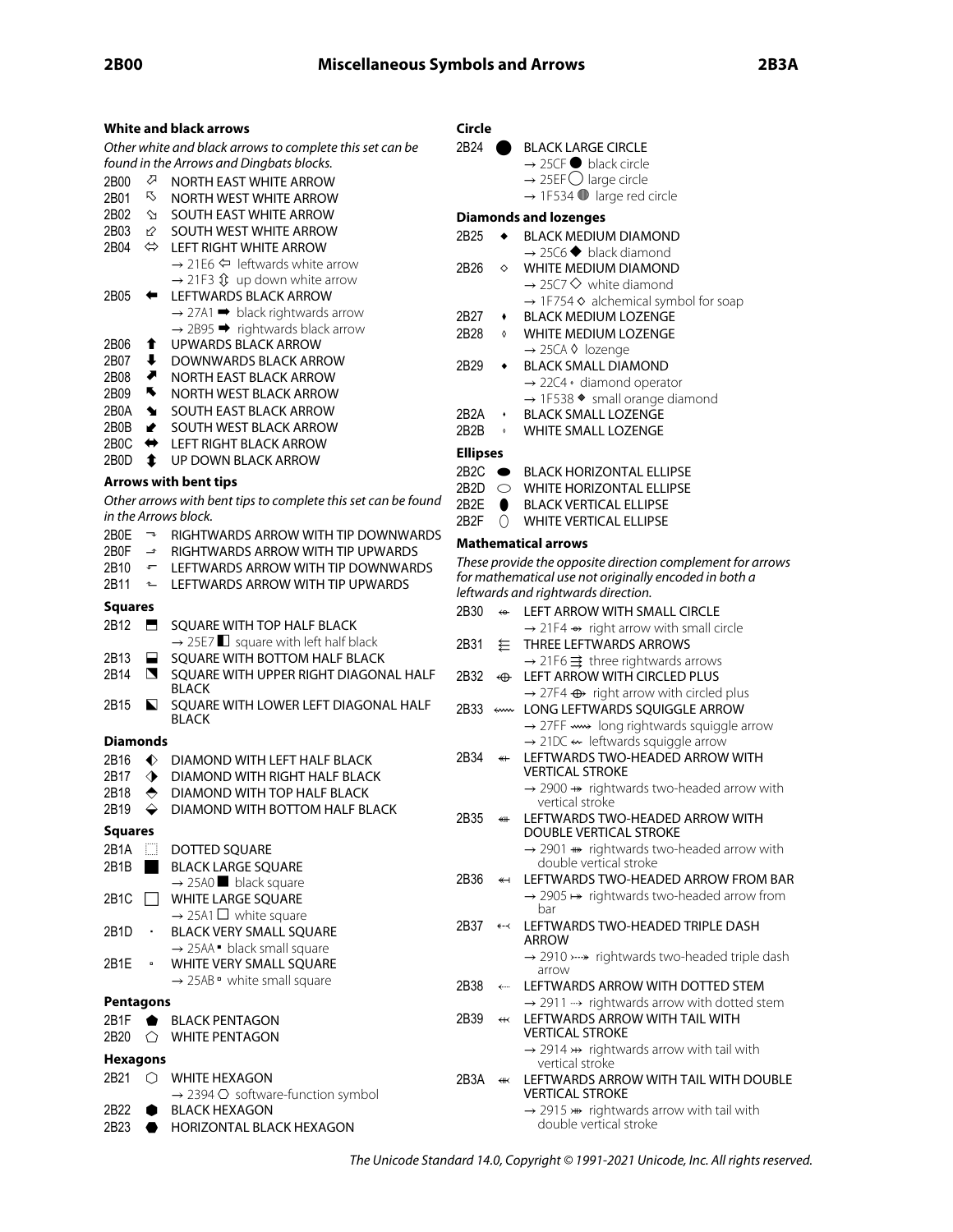### White and black arrows

*Other white and black arrows to complete this set can be found in the Arrows and Dingbats blocks.*

2B00 ⬀ NORTH EAST WHITE ARROW
2B01 ⬁ NORTH WEST WHITE ARROW
2B02 ⬂ SOUTH EAST WHITE ARROW
2B03 ⬃ SOUTH WEST WHITE ARROW
2B04 ⬄ LEFT RIGHT WHITE ARROW
- → 21E6 ⇦ leftwards white arrow
- → 21F3 ⇳ up down white arrow

2B05 ⬅ LEFTWARDS BLACK ARROW
- → 27A1 ➡ black rightwards arrow
- → 2B95 ⮕ rightwards black arrow

2B06 ⬆ UPWARDS BLACK ARROW
2B07 ⬇ DOWNWARDS BLACK ARROW
2B08 ⬈ NORTH EAST BLACK ARROW
2B09 ⬉ NORTH WEST BLACK ARROW
2B0A ⬊ SOUTH EAST BLACK ARROW
2B0B ⬋ SOUTH WEST BLACK ARROW
2B0C ⬌ LEFT RIGHT BLACK ARROW
2B0D ⬍ UP DOWN BLACK ARROW

### Arrows with bent tips

*Other arrows with bent tips to complete this set can be found in the Arrows block.*

2B0E ⬎ RIGHTWARDS ARROW WITH TIP DOWNWARDS
2B0F ⬏ RIGHTWARDS ARROW WITH TIP UPWARDS
2B10 ⬐ LEFTWARDS ARROW WITH TIP DOWNWARDS
2B11 ⬑ LEFTWARDS ARROW WITH TIP UPWARDS

### Squares

2B12 ⬒ SQUARE WITH TOP HALF BLACK
- → 25E7 ◧ square with left half black

2B13 ⬓ SQUARE WITH BOTTOM HALF BLACK
2B14 ⬔ SQUARE WITH UPPER RIGHT DIAGONAL HALF BLACK
2B15 ⬕ SQUARE WITH LOWER LEFT DIAGONAL HALF BLACK

### Diamonds

2B16 ⬖ DIAMOND WITH LEFT HALF BLACK
2B17 ⬗ DIAMOND WITH RIGHT HALF BLACK
2B18 ⬘ DIAMOND WITH TOP HALF BLACK
2B19 ⬙ DIAMOND WITH BOTTOM HALF BLACK

### Squares

2B1A ⬚ DOTTED SQUARE
2B1B ⬛ BLACK LARGE SQUARE
- → 25A0 ■ black square

2B1C ⬜ WHITE LARGE SQUARE
- → 25A1 □ white square

2B1D ⬝ BLACK VERY SMALL SQUARE
- → 25AA ▪ black small square

2B1E ⬞ WHITE VERY SMALL SQUARE
- → 25AB ▫ white small square

### Pentagons

2B1F ⬟ BLACK PENTAGON
2B20 ⬠ WHITE PENTAGON

### Hexagons

2B21 ⬡ WHITE HEXAGON
- → 2394 ⎔ software-function symbol

2B22 ⬢ BLACK HEXAGON
2B23 ⬣ HORIZONTAL BLACK HEXAGON

### Circle

2B24 ⬤ BLACK LARGE CIRCLE
- → 25CF ● black circle
- → 25EF ◯ large circle
- → 1F534 🔴 large red circle

### Diamonds and lozenges

2B25 ⬥ BLACK MEDIUM DIAMOND
- → 25C6 ◆ black diamond

2B26 ⬦ WHITE MEDIUM DIAMOND
- → 25C7 ◇ white diamond
- → 1F754 🝔 alchemical symbol for soap

2B27 ⬧ BLACK MEDIUM LOZENGE
2B28 ⬨ WHITE MEDIUM LOZENGE
- → 25CA ◊ lozenge

2B29 ⬩ BLACK SMALL DIAMOND
- → 22C4 ⋄ diamond operator
- → 1F538 🔸 small orange diamond

2B2A ⬪ BLACK SMALL LOZENGE
2B2B ⬫ WHITE SMALL LOZENGE

### Ellipses

2B2C ⬬ BLACK HORIZONTAL ELLIPSE
2B2D ⬭ WHITE HORIZONTAL ELLIPSE
2B2E ⬮ BLACK VERTICAL ELLIPSE
2B2F ⬯ WHITE VERTICAL ELLIPSE

### Mathematical arrows

*These provide the opposite direction complement for arrows for mathematical use not originally encoded in both a leftwards and rightwards direction.*

2B30 ⬰ LEFT ARROW WITH SMALL CIRCLE
- → 21F4 ⇴ right arrow with small circle

2B31 ⬱ THREE LEFTWARDS ARROWS
- → 21F6 ⇶ three rightwards arrows

2B32 ⬲ LEFT ARROW WITH CIRCLED PLUS
- → 27F4 ⟴ right arrow with circled plus

2B33 ⬳ LONG LEFTWARDS SQUIGGLE ARROW
- → 27FF ⟿ long rightwards squiggle arrow
- → 21DC ⇜ leftwards squiggle arrow

2B34 ⬴ LEFTWARDS TWO-HEADED ARROW WITH VERTICAL STROKE
- → 2900 ⤀ rightwards two-headed arrow with vertical stroke

2B35 ⬵ LEFTWARDS TWO-HEADED ARROW WITH DOUBLE VERTICAL STROKE
- → 2901 ⤁ rightwards two-headed arrow with double vertical stroke

2B36 ⬶ LEFTWARDS TWO-HEADED ARROW FROM BAR
- → 2905 ⤅ rightwards two-headed arrow from bar

2B37 ⬷ LEFTWARDS TWO-HEADED TRIPLE DASH ARROW
- → 2910 ⤐ rightwards two-headed triple dash arrow

2B38 ⬸ LEFTWARDS ARROW WITH DOTTED STEM
- → 2911 ⤑ rightwards arrow with dotted stem

2B39 ⬹ LEFTWARDS ARROW WITH TAIL WITH VERTICAL STROKE
- → 2914 ⤔ rightwards arrow with tail with vertical stroke

2B3A ⬺ LEFTWARDS ARROW WITH TAIL WITH DOUBLE VERTICAL STROKE
- → 2915 ⤕ rightwards arrow with tail with double vertical stroke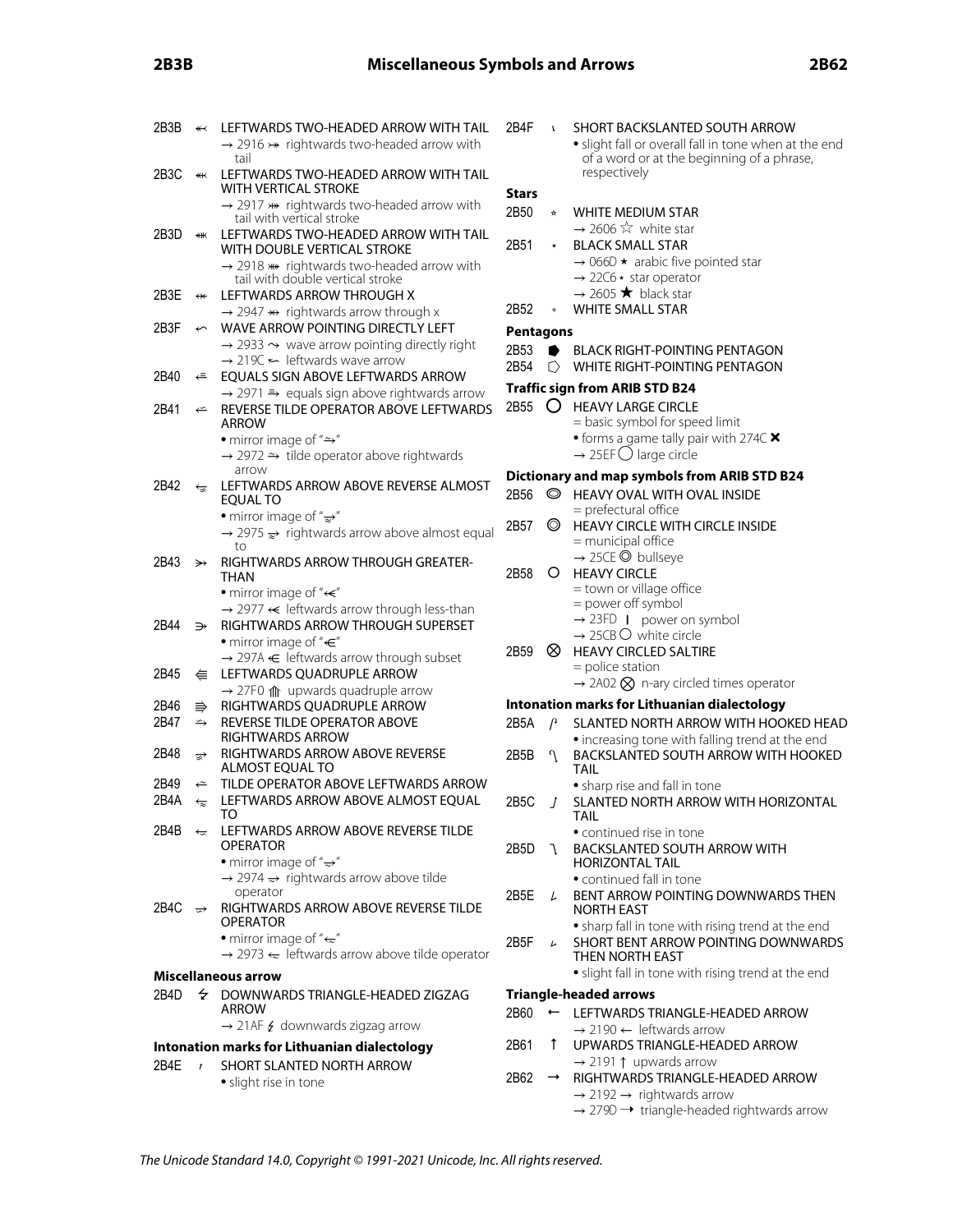2B3B ⬻ LEFTWARDS TWO-HEADED ARROW WITH TAIL
→ 2916 ⤖ rightwards two-headed arrow with tail

2B3C ⬼ LEFTWARDS TWO-HEADED ARROW WITH TAIL WITH VERTICAL STROKE
→ 2917 ⤗ rightwards two-headed arrow with tail with vertical stroke

2B3D ⬽ LEFTWARDS TWO-HEADED ARROW WITH TAIL WITH DOUBLE VERTICAL STROKE
→ 2918 ⤘ rightwards two-headed arrow with tail with double vertical stroke

2B3E ⬾ LEFTWARDS ARROW THROUGH X
→ 2947 ⥇ rightwards arrow through x

2B3F ⬿ WAVE ARROW POINTING DIRECTLY LEFT
→ 2933 ⤳ wave arrow pointing directly right
→ 219C ↜ leftwards wave arrow

2B40 ⭀ EQUALS SIGN ABOVE LEFTWARDS ARROW
→ 2971 ⥱ equals sign above rightwards arrow

2B41 ⭁ REVERSE TILDE OPERATOR ABOVE LEFTWARDS ARROW
• mirror image of "⥲"
→ 2972 ⥲ tilde operator above rightwards arrow

2B42 ⭂ LEFTWARDS ARROW ABOVE REVERSE ALMOST EQUAL TO
• mirror image of "⥵"
→ 2975 ⥵ rightwards arrow above almost equal to

2B43 ⭃ RIGHTWARDS ARROW THROUGH GREATER-THAN
• mirror image of "⥷"
→ 2977 ⥷ leftwards arrow through less-than

2B44 ⭄ RIGHTWARDS ARROW THROUGH SUPERSET
• mirror image of "⥺"
→ 297A ⥺ leftwards arrow through subset

2B45 ⭅ LEFTWARDS QUADRUPLE ARROW
→ 27F0 ⟰ upwards quadruple arrow

2B46 ⭆ RIGHTWARDS QUADRUPLE ARROW

2B47 ⭇ REVERSE TILDE OPERATOR ABOVE RIGHTWARDS ARROW

2B48 ⭈ RIGHTWARDS ARROW ABOVE REVERSE ALMOST EQUAL TO

2B49 ⭉ TILDE OPERATOR ABOVE LEFTWARDS ARROW

2B4A ⭊ LEFTWARDS ARROW ABOVE ALMOST EQUAL TO

2B4B ⭋ LEFTWARDS ARROW ABOVE REVERSE TILDE OPERATOR
• mirror image of "⥴"
→ 2974 ⥴ rightwards arrow above tilde operator

2B4C ⭌ RIGHTWARDS ARROW ABOVE REVERSE TILDE OPERATOR
• mirror image of "⥳"
→ 2973 ⥳ leftwards arrow above tilde operator

**Miscellaneous arrow**

2B4D ⭍ DOWNWARDS TRIANGLE-HEADED ZIGZAG ARROW
→ 21AF ↯ downwards zigzag arrow

**Intonation marks for Lithuanian dialectology**

2B4E ⭎ SHORT SLANTED NORTH ARROW
• slight rise in tone

2B4F ⭏ SHORT BACKSLANTED SOUTH ARROW
• slight fall or overall fall in tone when at the end of a word or at the beginning of a phrase, respectively

**Stars**

2B50 ⭐ WHITE MEDIUM STAR
→ 2606 ☆ white star

2B51 ⭑ BLACK SMALL STAR
→ 066D ٭ arabic five pointed star
→ 22C6 ⋆ star operator
→ 2605 ★ black star

2B52 ⭒ WHITE SMALL STAR

**Pentagons**

2B53 ⭓ BLACK RIGHT-POINTING PENTAGON

2B54 ⭔ WHITE RIGHT-POINTING PENTAGON

**Traffic sign from ARIB STD B24**

2B55 ⭕ HEAVY LARGE CIRCLE
= basic symbol for speed limit
• forms a game tally pair with 274C ❌
→ 25EF ◯ large circle

**Dictionary and map symbols from ARIB STD B24**

2B56 ⭖ HEAVY OVAL WITH OVAL INSIDE
= prefectural office

2B57 ⭗ HEAVY CIRCLE WITH CIRCLE INSIDE
= municipal office
→ 25CE ◎ bullseye

2B58 ⭘ HEAVY CIRCLE
= town or village office
= power off symbol
→ 23FD ⏽ power on symbol
→ 25CB ○ white circle

2B59 ⭙ HEAVY CIRCLED SALTIRE
= police station
→ 2A02 ⨂ n-ary circled times operator

**Intonation marks for Lithuanian dialectology**

2B5A ⭚ SLANTED NORTH ARROW WITH HOOKED HEAD
• increasing tone with falling trend at the end

2B5B ⭛ BACKSLANTED SOUTH ARROW WITH HOOKED TAIL
• sharp rise and fall in tone

2B5C ⭜ SLANTED NORTH ARROW WITH HORIZONTAL TAIL
• continued rise in tone

2B5D ⭝ BACKSLANTED SOUTH ARROW WITH HORIZONTAL TAIL
• continued fall in tone

2B5E ⭞ BENT ARROW POINTING DOWNWARDS THEN NORTH EAST
• sharp fall in tone with rising trend at the end

2B5F ⭟ SHORT BENT ARROW POINTING DOWNWARDS THEN NORTH EAST
• slight fall in tone with rising trend at the end

**Triangle-headed arrows**

2B60 ⭠ LEFTWARDS TRIANGLE-HEADED ARROW
→ 2190 ← leftwards arrow

2B61 ⭡ UPWARDS TRIANGLE-HEADED ARROW
→ 2191 ↑ upwards arrow

2B62 ⭢ RIGHTWARDS TRIANGLE-HEADED ARROW
→ 2192 → rightwards arrow
→ 279D ➝ triangle-headed rightwards arrow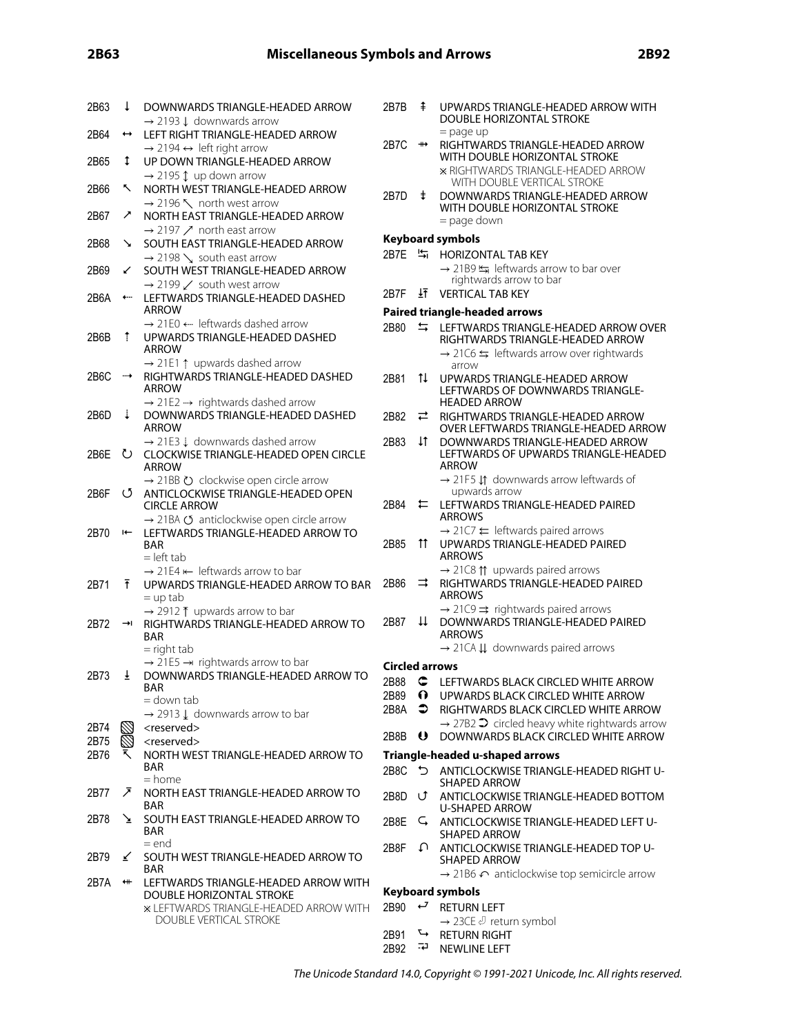2B63 ↓ DOWNWARDS TRIANGLE-HEADED ARROW
→ 2193 ↓ downwards arrow

2B64 ↔ LEFT RIGHT TRIANGLE-HEADED ARROW
→ 2194 ↔ left right arrow

2B65 ↕ UP DOWN TRIANGLE-HEADED ARROW
→ 2195 ↕ up down arrow

2B66 ↖ NORTH WEST TRIANGLE-HEADED ARROW
→ 2196 ↖ north west arrow

2B67 ↗ NORTH EAST TRIANGLE-HEADED ARROW
→ 2197 ↗ north east arrow

2B68 ↘ SOUTH EAST TRIANGLE-HEADED ARROW
→ 2198 ↘ south east arrow

2B69 ↙ SOUTH WEST TRIANGLE-HEADED ARROW
→ 2199 ↙ south west arrow

2B6A ⭪ LEFTWARDS TRIANGLE-HEADED DASHED ARROW
→ 21E0 ⇠ leftwards dashed arrow

2B6B ⭫ UPWARDS TRIANGLE-HEADED DASHED ARROW
→ 21E1 ⇡ upwards dashed arrow

2B6C ⭬ RIGHTWARDS TRIANGLE-HEADED DASHED ARROW
→ 21E2 ⇢ rightwards dashed arrow

2B6D ⭭ DOWNWARDS TRIANGLE-HEADED DASHED ARROW
→ 21E3 ⇣ downwards dashed arrow

2B6E ⭮ CLOCKWISE TRIANGLE-HEADED OPEN CIRCLE ARROW
→ 21BB ↻ clockwise open circle arrow

2B6F ⭯ ANTICLOCKWISE TRIANGLE-HEADED OPEN CIRCLE ARROW
→ 21BA ↺ anticlockwise open circle arrow

2B70 ⭰ LEFTWARDS TRIANGLE-HEADED ARROW TO BAR
= left tab
→ 21E4 ⇤ leftwards arrow to bar

2B71 ⭱ UPWARDS TRIANGLE-HEADED ARROW TO BAR
= up tab
→ 2912 ⤒ upwards arrow to bar

2B72 ⭲ RIGHTWARDS TRIANGLE-HEADED ARROW TO BAR
= right tab
→ 21E5 ⇥ rightwards arrow to bar

2B73 ⭳ DOWNWARDS TRIANGLE-HEADED ARROW TO BAR
= down tab
→ 2913 ⤓ downwards arrow to bar

2B74 <reserved>

2B75 <reserved>

2B76 ⭶ NORTH WEST TRIANGLE-HEADED ARROW TO BAR
= home

2B77 ⭷ NORTH EAST TRIANGLE-HEADED ARROW TO BAR

2B78 ⭸ SOUTH EAST TRIANGLE-HEADED ARROW TO BAR
= end

2B79 ⭹ SOUTH WEST TRIANGLE-HEADED ARROW TO BAR

2B7A ⭺ LEFTWARDS TRIANGLE-HEADED ARROW WITH DOUBLE HORIZONTAL STROKE
× LEFTWARDS TRIANGLE-HEADED ARROW WITH DOUBLE VERTICAL STROKE

2B7B ⭻ UPWARDS TRIANGLE-HEADED ARROW WITH DOUBLE HORIZONTAL STROKE
= page up

2B7C ⭼ RIGHTWARDS TRIANGLE-HEADED ARROW WITH DOUBLE HORIZONTAL STROKE
× RIGHTWARDS TRIANGLE-HEADED ARROW WITH DOUBLE VERTICAL STROKE

2B7D ⭽ DOWNWARDS TRIANGLE-HEADED ARROW WITH DOUBLE HORIZONTAL STROKE
= page down

### Keyboard symbols

2B7E ⭾ HORIZONTAL TAB KEY
→ 21B9 ↹ leftwards arrow to bar over rightwards arrow to bar

2B7F ⭿ VERTICAL TAB KEY

### Paired triangle-headed arrows

2B80 ⮀ LEFTWARDS TRIANGLE-HEADED ARROW OVER RIGHTWARDS TRIANGLE-HEADED ARROW
→ 21C6 ⇆ leftwards arrow over rightwards arrow

2B81 ⮁ UPWARDS TRIANGLE-HEADED ARROW LEFTWARDS OF DOWNWARDS TRIANGLE-HEADED ARROW

2B82 ⮂ RIGHTWARDS TRIANGLE-HEADED ARROW OVER LEFTWARDS TRIANGLE-HEADED ARROW

2B83 ⮃ DOWNWARDS TRIANGLE-HEADED ARROW LEFTWARDS OF UPWARDS TRIANGLE-HEADED ARROW
→ 21F5 ⇵ downwards arrow leftwards of upwards arrow

2B84 ⮄ LEFTWARDS TRIANGLE-HEADED PAIRED ARROWS
→ 21C7 ⇇ leftwards paired arrows

2B85 ⮅ UPWARDS TRIANGLE-HEADED PAIRED ARROWS
→ 21C8 ⇈ upwards paired arrows

2B86 ⮆ RIGHTWARDS TRIANGLE-HEADED PAIRED ARROWS
→ 21C9 ⇉ rightwards paired arrows

2B87 ⮇ DOWNWARDS TRIANGLE-HEADED PAIRED ARROWS
→ 21CA ⇊ downwards paired arrows

### Circled arrows

2B88 ⮈ LEFTWARDS BLACK CIRCLED WHITE ARROW

2B89 ⮉ UPWARDS BLACK CIRCLED WHITE ARROW

2B8A ⮊ RIGHTWARDS BLACK CIRCLED WHITE ARROW
→ 27B2 ➲ circled heavy white rightwards arrow

2B8B ⮋ DOWNWARDS BLACK CIRCLED WHITE ARROW

### Triangle-headed u-shaped arrows

2B8C ⮌ ANTICLOCKWISE TRIANGLE-HEADED RIGHT U-SHAPED ARROW

2B8D ⮍ ANTICLOCKWISE TRIANGLE-HEADED BOTTOM U-SHAPED ARROW

2B8E ⮎ ANTICLOCKWISE TRIANGLE-HEADED LEFT U-SHAPED ARROW

2B8F ⮏ ANTICLOCKWISE TRIANGLE-HEADED TOP U-SHAPED ARROW
→ 21B6 ↶ anticlockwise top semicircle arrow

### Keyboard symbols

2B90 ⮐ RETURN LEFT
→ 23CE ⏎ return symbol

2B91 ⮑ RETURN RIGHT

2B92 ⮒ NEWLINE LEFT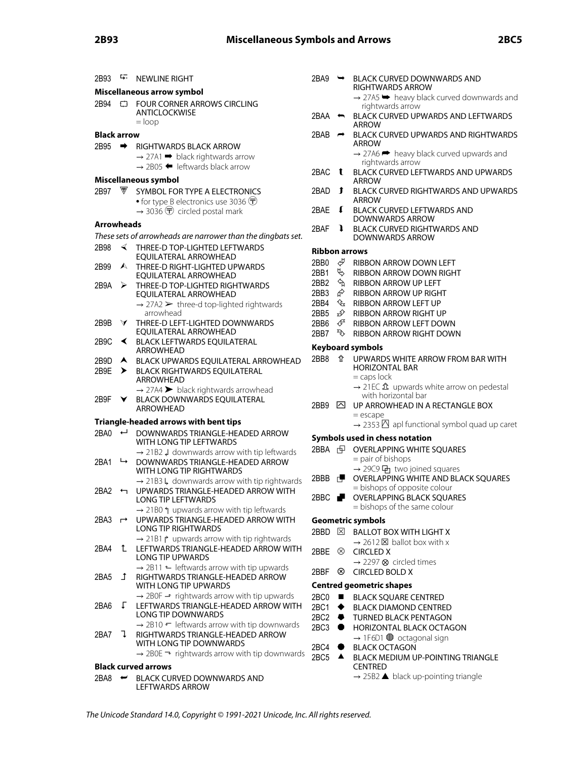2B93 ⮓ NEWLINE RIGHT

**Miscellaneous arrow symbol**

2B94 ⮔ FOUR CORNER ARROWS CIRCLING ANTICLOCKWISE
= loop

**Black arrow**

2B95 ⮕ RIGHTWARDS BLACK ARROW
→ 27A1 ➡ black rightwards arrow
→ 2B05 ⬅ leftwards black arrow

**Miscellaneous symbol**

2B97 ⮗ SYMBOL FOR TYPE A ELECTRONICS
• for type B electronics use 3036 〶
→ 3036 〶 circled postal mark

**Arrowheads**

*These sets of arrowheads are narrower than the dingbats set.*

2B98 ⮘ THREE-D TOP-LIGHTED LEFTWARDS EQUILATERAL ARROWHEAD

2B99 ⮙ THREE-D RIGHT-LIGHTED UPWARDS EQUILATERAL ARROWHEAD

2B9A ⮚ THREE-D TOP-LIGHTED RIGHTWARDS EQUILATERAL ARROWHEAD
→ 27A2 ➢ three-d top-lighted rightwards arrowhead

2B9B ⮛ THREE-D LEFT-LIGHTED DOWNWARDS EQUILATERAL ARROWHEAD

2B9C ⮜ BLACK LEFTWARDS EQUILATERAL ARROWHEAD

2B9D ⮝ BLACK UPWARDS EQUILATERAL ARROWHEAD

2B9E ⮞ BLACK RIGHTWARDS EQUILATERAL ARROWHEAD
→ 27A4 ➤ black rightwards arrowhead

2B9F ⮟ BLACK DOWNWARDS EQUILATERAL ARROWHEAD

**Triangle-headed arrows with bent tips**

2BA0 ⮠ DOWNWARDS TRIANGLE-HEADED ARROW WITH LONG TIP LEFTWARDS
→ 21B2 ↲ downwards arrow with tip leftwards

2BA1 ⮡ DOWNWARDS TRIANGLE-HEADED ARROW WITH LONG TIP RIGHTWARDS
→ 21B3 ↳ downwards arrow with tip rightwards

2BA2 ⮢ UPWARDS TRIANGLE-HEADED ARROW WITH LONG TIP LEFTWARDS
→ 21B0 ↰ upwards arrow with tip leftwards

2BA3 ⮣ UPWARDS TRIANGLE-HEADED ARROW WITH LONG TIP RIGHTWARDS
→ 21B1 ↱ upwards arrow with tip rightwards

2BA4 ⮤ LEFTWARDS TRIANGLE-HEADED ARROW WITH LONG TIP UPWARDS
→ 2B11 ⬑ leftwards arrow with tip upwards

2BA5 ⮥ RIGHTWARDS TRIANGLE-HEADED ARROW WITH LONG TIP UPWARDS
→ 2B0F ⬏ rightwards arrow with tip upwards

2BA6 ⮦ LEFTWARDS TRIANGLE-HEADED ARROW WITH LONG TIP DOWNWARDS
→ 2B10 ⬐ leftwards arrow with tip downwards

2BA7 ⮧ RIGHTWARDS TRIANGLE-HEADED ARROW WITH LONG TIP DOWNWARDS
→ 2B0E ⬎ rightwards arrow with tip downwards

**Black curved arrows**

2BA8 ⮨ BLACK CURVED DOWNWARDS AND LEFTWARDS ARROW

2BA9 ⮩ BLACK CURVED DOWNWARDS AND RIGHTWARDS ARROW
→ 27A5 ➥ heavy black curved downwards and rightwards arrow

2BAA ⮪ BLACK CURVED UPWARDS AND LEFTWARDS ARROW

2BAB ⮫ BLACK CURVED UPWARDS AND RIGHTWARDS ARROW
→ 27A6 ➦ heavy black curved upwards and rightwards arrow

2BAC ⮬ BLACK CURVED LEFTWARDS AND UPWARDS ARROW

2BAD ⮭ BLACK CURVED RIGHTWARDS AND UPWARDS ARROW

2BAE ⮮ BLACK CURVED LEFTWARDS AND DOWNWARDS ARROW

2BAF ⮯ BLACK CURVED RIGHTWARDS AND DOWNWARDS ARROW

**Ribbon arrows**

2BB0 ⮰ RIBBON ARROW DOWN LEFT
2BB1 ⮱ RIBBON ARROW DOWN RIGHT
2BB2 ⮲ RIBBON ARROW UP LEFT
2BB3 ⮳ RIBBON ARROW UP RIGHT
2BB4 ⮴ RIBBON ARROW LEFT UP
2BB5 ⮵ RIBBON ARROW RIGHT UP
2BB6 ⮶ RIBBON ARROW LEFT DOWN
2BB7 ⮷ RIBBON ARROW RIGHT DOWN

**Keyboard symbols**

2BB8 ⮸ UPWARDS WHITE ARROW FROM BAR WITH HORIZONTAL BAR
= caps lock
→ 21EC ⇬ upwards white arrow on pedestal with horizontal bar

2BB9 ⮹ UP ARROWHEAD IN A RECTANGLE BOX
= escape
→ 2353 ⍓ apl functional symbol quad up caret

**Symbols used in chess notation**

2BBA ⮺ OVERLAPPING WHITE SQUARES
= pair of bishops
→ 29C9 ⧉ two joined squares

2BBB ⮻ OVERLAPPING WHITE AND BLACK SQUARES
= bishops of opposite colour

2BBC ⮼ OVERLAPPING BLACK SQUARES
= bishops of the same colour

**Geometric symbols**

2BBD ⮽ BALLOT BOX WITH LIGHT X
→ 2612 ☒ ballot box with x

2BBE ⮾ CIRCLED X
→ 2297 ⊗ circled times

2BBF ⮿ CIRCLED BOLD X

**Centred geometric shapes**

2BC0 ⯀ BLACK SQUARE CENTRED
2BC1 ⯁ BLACK DIAMOND CENTRED
2BC2 ⯂ TURNED BLACK PENTAGON
2BC3 ⯃ HORIZONTAL BLACK OCTAGON
→ 1F6D1 🛑 octagonal sign
2BC4 ⯄ BLACK OCTAGON
2BC5 ⯅ BLACK MEDIUM UP-POINTING TRIANGLE CENTRED
→ 25B2 ▲ black up-pointing triangle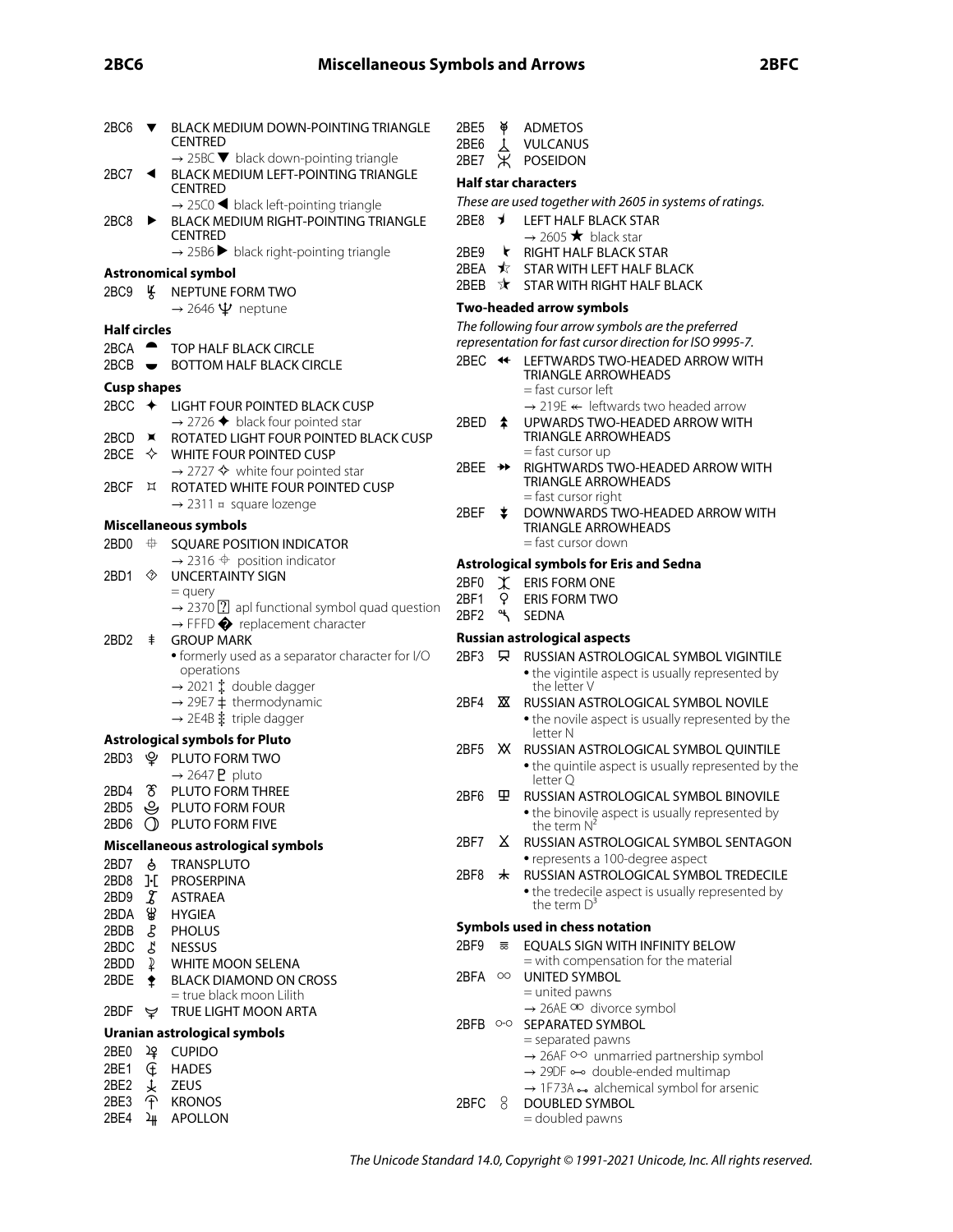2BC6 ⯆ BLACK MEDIUM DOWN-POINTING TRIANGLE CENTRED
→ 25BC ▼ black down-pointing triangle

2BC7 ⯇ BLACK MEDIUM LEFT-POINTING TRIANGLE CENTRED
→ 25C0 ◀ black left-pointing triangle

2BC8 ⯈ BLACK MEDIUM RIGHT-POINTING TRIANGLE CENTRED
→ 25B6 ▶ black right-pointing triangle

### Astronomical symbol

2BC9 ⯉ NEPTUNE FORM TWO
→ 2646 ♆ neptune

### Half circles

2BCA ⯊ TOP HALF BLACK CIRCLE

2BCB ⯋ BOTTOM HALF BLACK CIRCLE

### Cusp shapes

2BCC ⯌ LIGHT FOUR POINTED BLACK CUSP
→ 2726 ✦ black four pointed star

2BCD ⯍ ROTATED LIGHT FOUR POINTED BLACK CUSP

2BCE ⯎ WHITE FOUR POINTED CUSP
→ 2727 ✧ white four pointed star

2BCF ⯏ ROTATED WHITE FOUR POINTED CUSP
→ 2311 ⌑ square lozenge

### Miscellaneous symbols

2BD0 ⯐ SQUARE POSITION INDICATOR
→ 2316 ⌖ position indicator

2BD1 ⯑ UNCERTAINTY SIGN
= query
→ 2370 ⍰ apl functional symbol quad question
→ FFFD � replacement character

2BD2 ⯒ GROUP MARK
• formerly used as a separator character for I/O operations
→ 2021 ‡ double dagger
→ 29E7 ⧧ thermodynamic
→ 2E4B ⹋ triple dagger

### Astrological symbols for Pluto

2BD3 ⯓ PLUTO FORM TWO
→ 2647 ♇ pluto

2BD4 ⯔ PLUTO FORM THREE

2BD5 ⯕ PLUTO FORM FOUR

2BD6 ⯖ PLUTO FORM FIVE

### Miscellaneous astrological symbols

2BD7 ⯗ TRANSPLUTO

2BD8 ⯘ PROSERPINA

2BD9 ⯙ ASTRAEA

2BDA ⯚ HYGIEA

2BDB ⯛ PHOLUS

2BDC ⯜ NESSUS

2BDD ⯝ WHITE MOON SELENA

2BDE ⯞ BLACK DIAMOND ON CROSS
= true black moon Lilith

2BDF ⯟ TRUE LIGHT MOON ARTA

### Uranian astrological symbols

2BE0 ⯠ CUPIDO

2BE1 ⯡ HADES

2BE2 ⯢ ZEUS

2BE3 ⯣ KRONOS

2BE4 ⯤ APOLLON

2BE5 ⯥ ADMETOS

2BE6 ⯦ VULCANUS

2BE7 ⯧ POSEIDON

### Half star characters

*These are used together with 2605 in systems of ratings.*

2BE8 ⯨ LEFT HALF BLACK STAR
→ 2605 ★ black star

2BE9 ⯩ RIGHT HALF BLACK STAR

2BEA ⯪ STAR WITH LEFT HALF BLACK

2BEB ⯫ STAR WITH RIGHT HALF BLACK

### Two-headed arrow symbols

*The following four arrow symbols are the preferred representation for fast cursor direction for ISO 9995-7.*

2BEC ⯬ LEFTWARDS TWO-HEADED ARROW WITH TRIANGLE ARROWHEADS
= fast cursor left
→ 219E ↞ leftwards two headed arrow

2BED ⯭ UPWARDS TWO-HEADED ARROW WITH TRIANGLE ARROWHEADS
= fast cursor up

2BEE ⯮ RIGHTWARDS TWO-HEADED ARROW WITH TRIANGLE ARROWHEADS
= fast cursor right

2BEF ⯯ DOWNWARDS TWO-HEADED ARROW WITH TRIANGLE ARROWHEADS
= fast cursor down

### Astrological symbols for Eris and Sedna

2BF0 ⯰ ERIS FORM ONE

2BF1 ⯱ ERIS FORM TWO

2BF2 ⯲ SEDNA

### Russian astrological aspects

2BF3 ⯳ RUSSIAN ASTROLOGICAL SYMBOL VIGINTILE
• the vigintile aspect is usually represented by the letter V

2BF4 ⯴ RUSSIAN ASTROLOGICAL SYMBOL NOVILE
• the novile aspect is usually represented by the letter N

2BF5 ⯵ RUSSIAN ASTROLOGICAL SYMBOL QUINTILE
• the quintile aspect is usually represented by the letter Q

2BF6 ⯶ RUSSIAN ASTROLOGICAL SYMBOL BINOVILE
• the binovile aspect is usually represented by the term $N^2$

2BF7 ⯷ RUSSIAN ASTROLOGICAL SYMBOL SENTAGON
• represents a 100-degree aspect

2BF8 ⯸ RUSSIAN ASTROLOGICAL SYMBOL TREDECILE
• the tredecile aspect is usually represented by the term $D^3$

### Symbols used in chess notation

2BF9 ⯹ EQUALS SIGN WITH INFINITY BELOW
= with compensation for the material

2BFA ⯺ UNITED SYMBOL
= united pawns
→ 26AE ⚮ divorce symbol

2BFB ⯻ SEPARATED SYMBOL
= separated pawns
→ 26AF ⚯ unmarried partnership symbol
→ 29DF ⧟ double-ended multimap
→ 1F73A 🜺 alchemical symbol for arsenic

2BFC ⯼ DOUBLED SYMBOL
= doubled pawns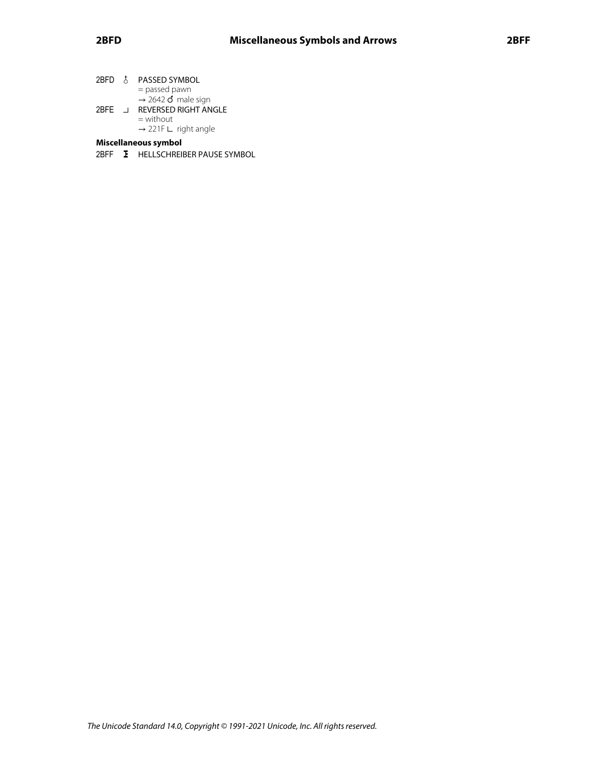2BFD ⯽ PASSED SYMBOL
= passed pawn
→ 2642 ♂ male sign

2BFE ⯾ REVERSED RIGHT ANGLE
= without
→ 221F ∟ right angle

**Miscellaneous symbol**

2BFF ⯿ HELLSCHREIBER PAUSE SYMBOL